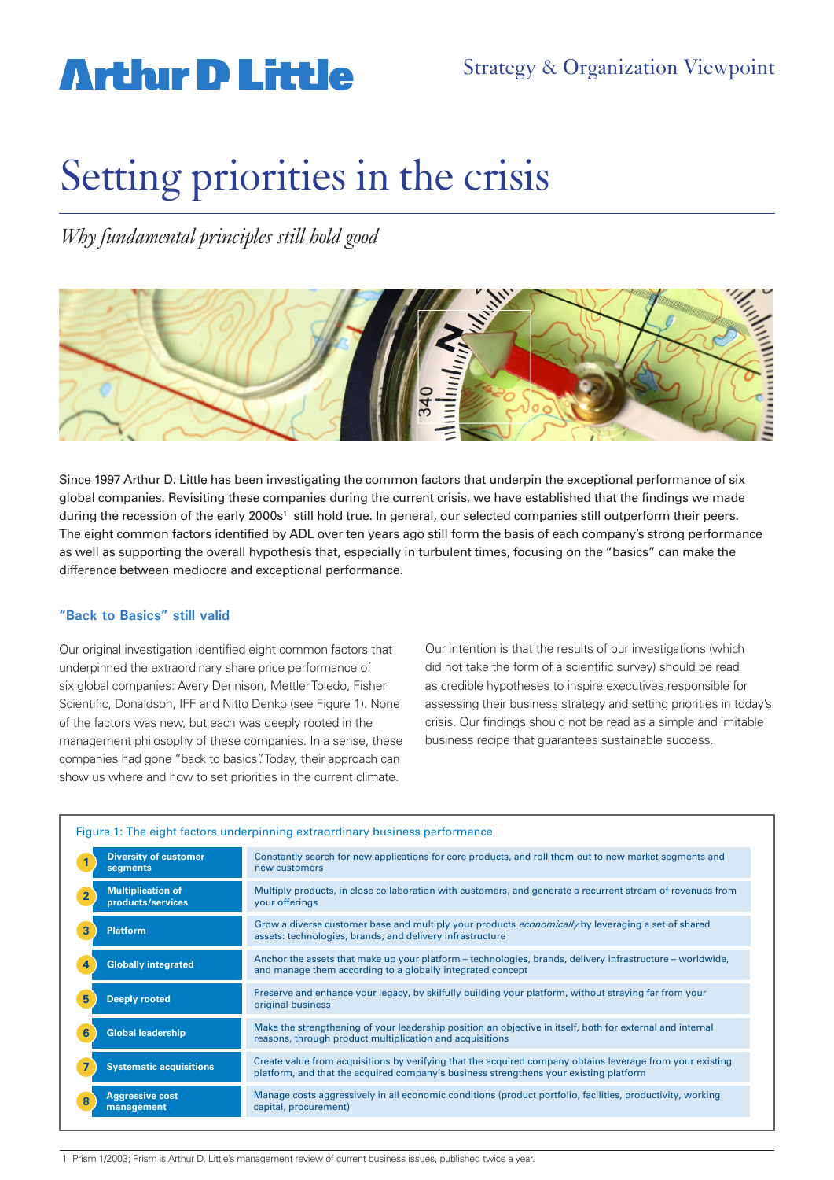# Setting priorities in the crisis

*Why fundamental principles still hold good*

Since 1997 Arthur D. Little has been investigating the common factors that underpin the exceptional performance of six global companies. Revisiting these companies during the current crisis, we have established that the findings we made during the recession of the early 2000s[1] still hold true. In general, our selected companies still outperform their peers. The eight common factors identified by ADL over ten years ago still form the basis of each company's strong performance as well as supporting the overall hypothesis that, especially in turbulent times, focusing on the "basics" can make the difference between mediocre and exceptional performance.

## "Back to Basics" still valid

Our original investigation identified eight common factors that underpinned the extraordinary share price performance of six global companies: Avery Dennison, Mettler Toledo, Fisher Scientific, Donaldson, IFF and Nitto Denko (see Figure 1). None of the factors was new, but each was deeply rooted in the management philosophy of these companies. In a sense, these companies had gone "back to basics". Today, their approach can show us where and how to set priorities in the current climate.

Our intention is that the results of our investigations (which did not take the form of a scientific survey) should be read as credible hypotheses to inspire executives responsible for assessing their business strategy and setting priorities in today's crisis. Our findings should not be read as a simple and imitable business recipe that guarantees sustainable success.

Figure 1: The eight factors underpinning extraordinary business performance

| # | Factor | Description |
|---|---|---|
| 1 | **Diversity of customer segments** | Constantly search for new applications for core products, and roll them out to new market segments and new customers |
| 2 | **Multiplication of products/services** | Multiply products, in close collaboration with customers, and generate a recurrent stream of revenues from your offerings |
| 3 | **Platform** | Grow a diverse customer base and multiply your products *economically* by leveraging a set of shared assets: technologies, brands, and delivery infrastructure |
| 4 | **Globally integrated** | Anchor the assets that make up your platform – technologies, brands, delivery infrastructure – worldwide, and manage them according to a globally integrated concept |
| 5 | **Deeply rooted** | Preserve and enhance your legacy, by skilfully building your platform, without straying far from your original business |
| 6 | **Global leadership** | Make the strengthening of your leadership position an objective in itself, both for external and internal reasons, through product multiplication and acquisitions |
| 7 | **Systematic acquisitions** | Create value from acquisitions by verifying that the acquired company obtains leverage from your existing platform, and that the acquired company's business strengthens your existing platform |
| 8 | **Aggressive cost management** | Manage costs aggressively in all economic conditions (product portfolio, facilities, productivity, working capital, procurement) |

1 Prism 1/2003; Prism is Arthur D. Little's management review of current business issues, published twice a year.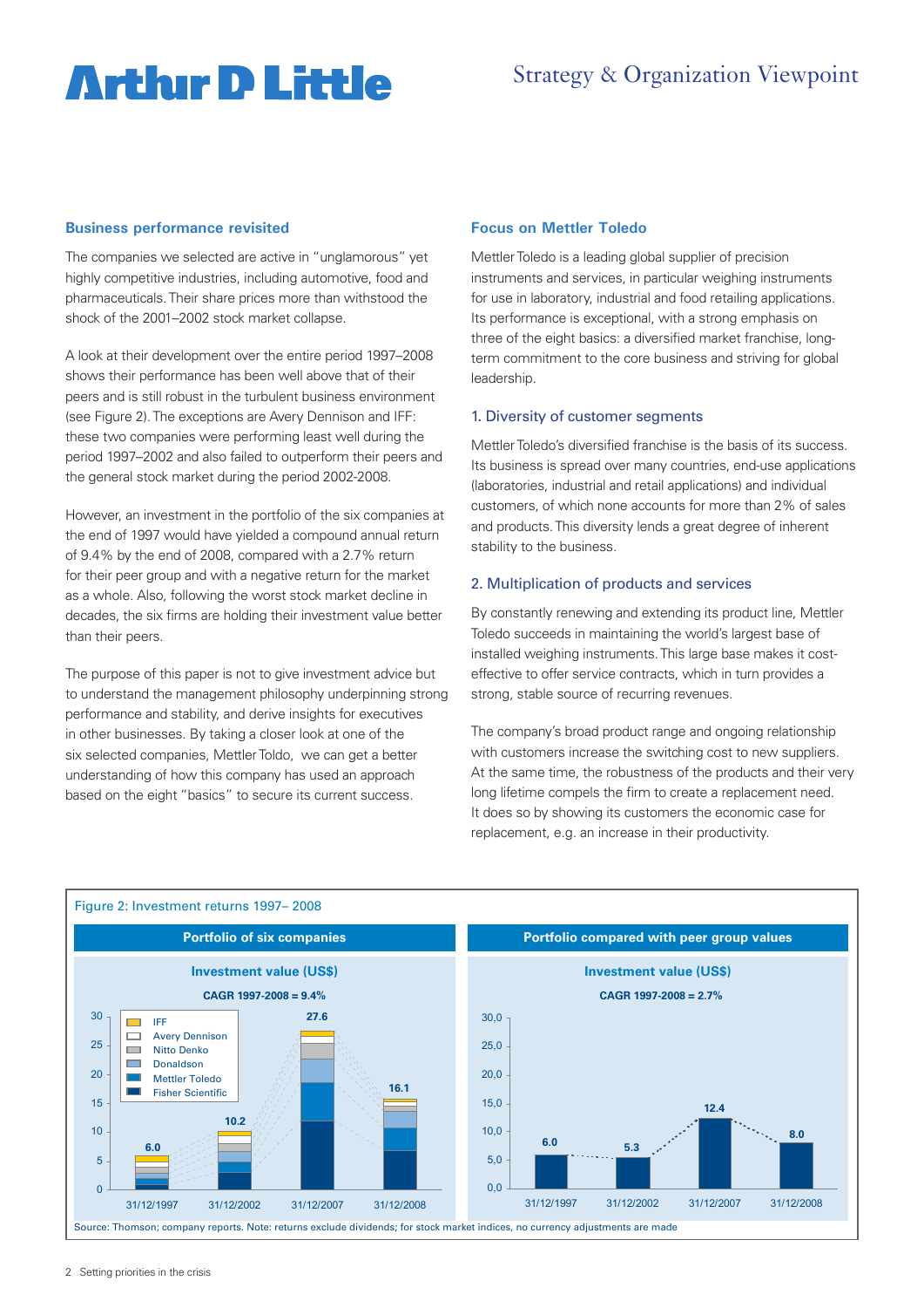## Business performance revisited

The companies we selected are active in "unglamorous" yet highly competitive industries, including automotive, food and pharmaceuticals. Their share prices more than withstood the shock of the 2001–2002 stock market collapse.

A look at their development over the entire period 1997–2008 shows their performance has been well above that of their peers and is still robust in the turbulent business environment (see Figure 2). The exceptions are Avery Dennison and IFF: these two companies were performing least well during the period 1997–2002 and also failed to outperform their peers and the general stock market during the period 2002-2008.

However, an investment in the portfolio of the six companies at the end of 1997 would have yielded a compound annual return of 9.4% by the end of 2008, compared with a 2.7% return for their peer group and with a negative return for the market as a whole. Also, following the worst stock market decline in decades, the six firms are holding their investment value better than their peers.

The purpose of this paper is not to give investment advice but to understand the management philosophy underpinning strong performance and stability, and derive insights for executives in other businesses. By taking a closer look at one of the six selected companies, Mettler Toldo, we can get a better understanding of how this company has used an approach based on the eight "basics" to secure its current success.

## Focus on Mettler Toledo

Mettler Toledo is a leading global supplier of precision instruments and services, in particular weighing instruments for use in laboratory, industrial and food retailing applications. Its performance is exceptional, with a strong emphasis on three of the eight basics: a diversified market franchise, long-term commitment to the core business and striving for global leadership.

### 1. Diversity of customer segments

Mettler Toledo's diversified franchise is the basis of its success. Its business is spread over many countries, end-use applications (laboratories, industrial and retail applications) and individual customers, of which none accounts for more than 2% of sales and products. This diversity lends a great degree of inherent stability to the business.

### 2. Multiplication of products and services

By constantly renewing and extending its product line, Mettler Toledo succeeds in maintaining the world's largest base of installed weighing instruments. This large base makes it cost-effective to offer service contracts, which in turn provides a strong, stable source of recurring revenues.

The company's broad product range and ongoing relationship with customers increase the switching cost to new suppliers. At the same time, the robustness of the products and their very long lifetime compels the firm to create a replacement need. It does so by showing its customers the economic case for replacement, e.g. an increase in their productivity.

Figure 2: Investment returns 1997– 2008

**Portfolio of six companies** — Investment value (US$), CAGR 1997-2008 = 9.4% (IFF, Avery Dennison, Nitto Denko, Donaldson, Mettler Toledo, Fisher Scientific)

| Date | 31/12/1997 | 31/12/2002 | 31/12/2007 | 31/12/2008 |
|---|---|---|---|---|
| Investment value (US$) | 6.0 | 10.2 | 27.6 | 16.1 |

**Portfolio compared with peer group values** — Investment value (US$), CAGR 1997-2008 = 2.7%

| Date | 31/12/1997 | 31/12/2002 | 31/12/2007 | 31/12/2008 |
|---|---|---|---|---|
| Investment value (US$) | 6.0 | 5.3 | 12.4 | 8.0 |

Source: Thomson; company reports. Note: returns exclude dividends; for stock market indices, no currency adjustments are made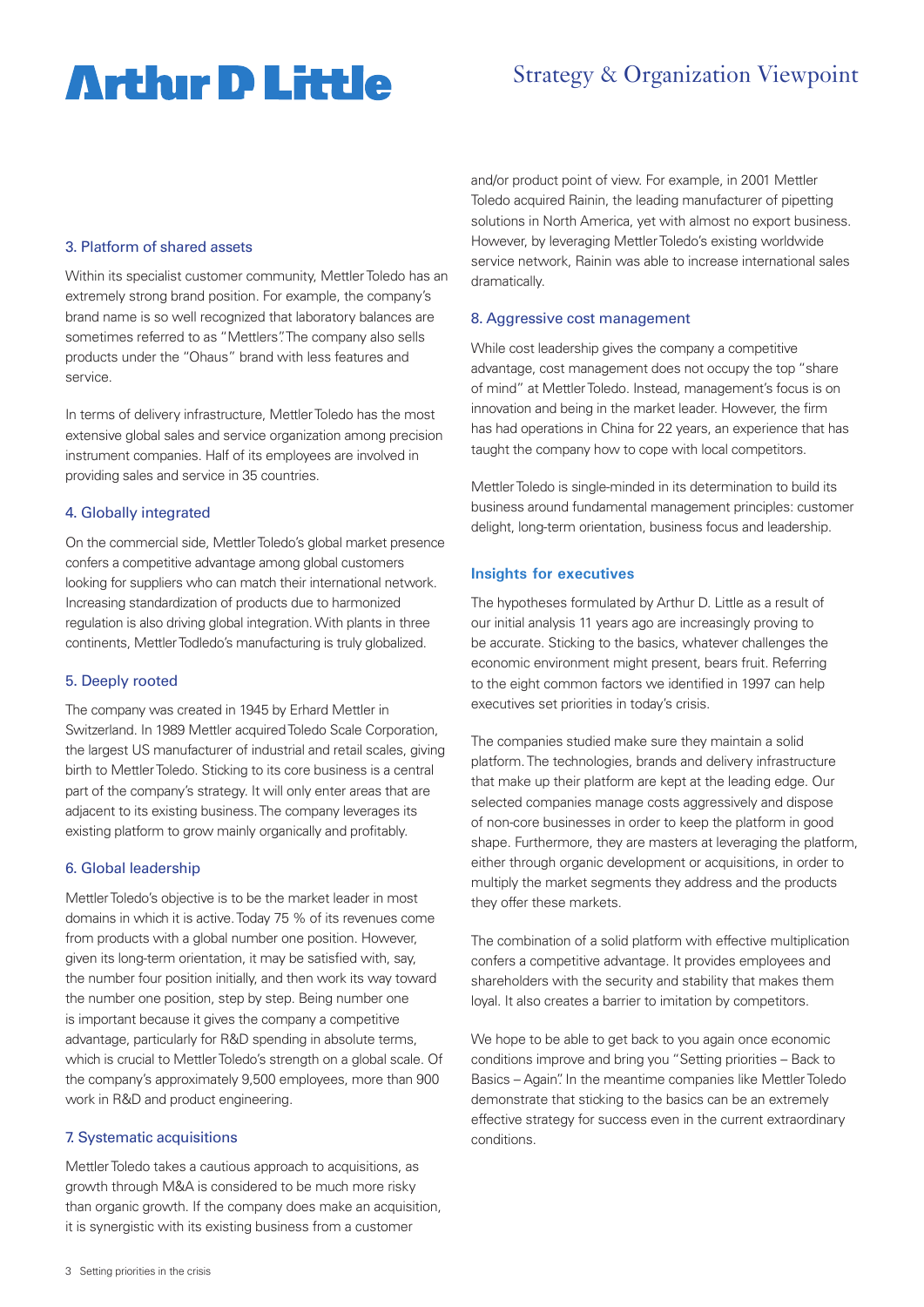### 3. Platform of shared assets

Within its specialist customer community, Mettler Toledo has an extremely strong brand position. For example, the company's brand name is so well recognized that laboratory balances are sometimes referred to as "Mettlers". The company also sells products under the "Ohaus" brand with less features and service.

In terms of delivery infrastructure, Mettler Toledo has the most extensive global sales and service organization among precision instrument companies. Half of its employees are involved in providing sales and service in 35 countries.

### 4. Globally integrated

On the commercial side, Mettler Toledo's global market presence confers a competitive advantage among global customers looking for suppliers who can match their international network. Increasing standardization of products due to harmonized regulation is also driving global integration. With plants in three continents, Mettler Todledo's manufacturing is truly globalized.

### 5. Deeply rooted

The company was created in 1945 by Erhard Mettler in Switzerland. In 1989 Mettler acquired Toledo Scale Corporation, the largest US manufacturer of industrial and retail scales, giving birth to Mettler Toledo. Sticking to its core business is a central part of the company's strategy. It will only enter areas that are adjacent to its existing business. The company leverages its existing platform to grow mainly organically and profitably.

### 6. Global leadership

Mettler Toledo's objective is to be the market leader in most domains in which it is active. Today 75 % of its revenues come from products with a global number one position. However, given its long-term orientation, it may be satisfied with, say, the number four position initially, and then work its way toward the number one position, step by step. Being number one is important because it gives the company a competitive advantage, particularly for R&D spending in absolute terms, which is crucial to Mettler Toledo's strength on a global scale. Of the company's approximately 9,500 employees, more than 900 work in R&D and product engineering.

### 7. Systematic acquisitions

Mettler Toledo takes a cautious approach to acquisitions, as growth through M&A is considered to be much more risky than organic growth. If the company does make an acquisition, it is synergistic with its existing business from a customer and/or product point of view. For example, in 2001 Mettler Toledo acquired Rainin, the leading manufacturer of pipetting solutions in North America, yet with almost no export business. However, by leveraging Mettler Toledo's existing worldwide service network, Rainin was able to increase international sales dramatically.

### 8. Aggressive cost management

While cost leadership gives the company a competitive advantage, cost management does not occupy the top "share of mind" at Mettler Toledo. Instead, management's focus is on innovation and being in the market leader. However, the firm has had operations in China for 22 years, an experience that has taught the company how to cope with local competitors.

Mettler Toledo is single-minded in its determination to build its business around fundamental management principles: customer delight, long-term orientation, business focus and leadership.

## Insights for executives

The hypotheses formulated by Arthur D. Little as a result of our initial analysis 11 years ago are increasingly proving to be accurate. Sticking to the basics, whatever challenges the economic environment might present, bears fruit. Referring to the eight common factors we identified in 1997 can help executives set priorities in today's crisis.

The companies studied make sure they maintain a solid platform. The technologies, brands and delivery infrastructure that make up their platform are kept at the leading edge. Our selected companies manage costs aggressively and dispose of non-core businesses in order to keep the platform in good shape. Furthermore, they are masters at leveraging the platform, either through organic development or acquisitions, in order to multiply the market segments they address and the products they offer these markets.

The combination of a solid platform with effective multiplication confers a competitive advantage. It provides employees and shareholders with the security and stability that makes them loyal. It also creates a barrier to imitation by competitors.

We hope to be able to get back to you again once economic conditions improve and bring you "Setting priorities – Back to Basics – Again". In the meantime companies like Mettler Toledo demonstrate that sticking to the basics can be an extremely effective strategy for success even in the current extraordinary conditions.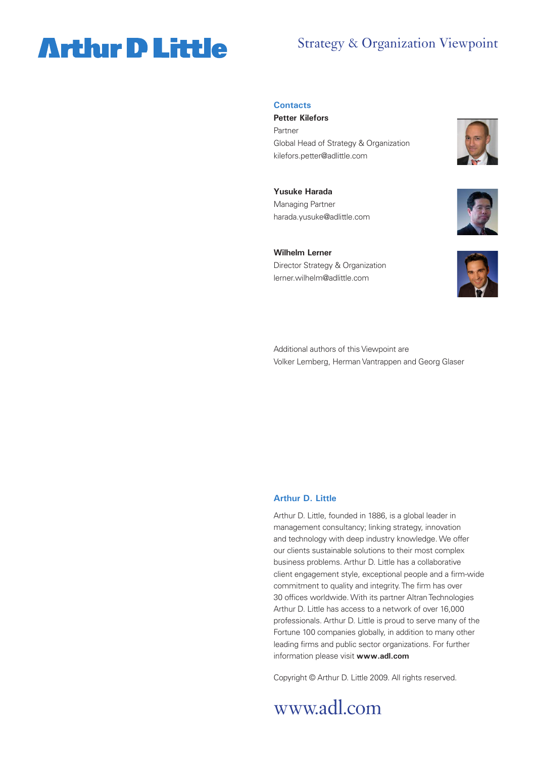# Arthur D Little

Strategy & Organization Viewpoint

## Contacts

**Petter Kilefors**
Partner
Global Head of Strategy & Organization
kilefors.petter@adlittle.com

**Yusuke Harada**
Managing Partner
harada.yusuke@adlittle.com

**Wilhelm Lerner**
Director Strategy & Organization
lerner.wilhelm@adlittle.com

Additional authors of this Viewpoint are
Volker Lemberg, Herman Vantrappen and Georg Glaser

## Arthur D. Little

Arthur D. Little, founded in 1886, is a global leader in management consultancy; linking strategy, innovation and technology with deep industry knowledge. We offer our clients sustainable solutions to their most complex business problems. Arthur D. Little has a collaborative client engagement style, exceptional people and a firm-wide commitment to quality and integrity. The firm has over 30 offices worldwide. With its partner Altran Technologies Arthur D. Little has access to a network of over 16,000 professionals. Arthur D. Little is proud to serve many of the Fortune 100 companies globally, in addition to many other leading firms and public sector organizations. For further information please visit **www.adl.com**

Copyright © Arthur D. Little 2009. All rights reserved.

www.adl.com